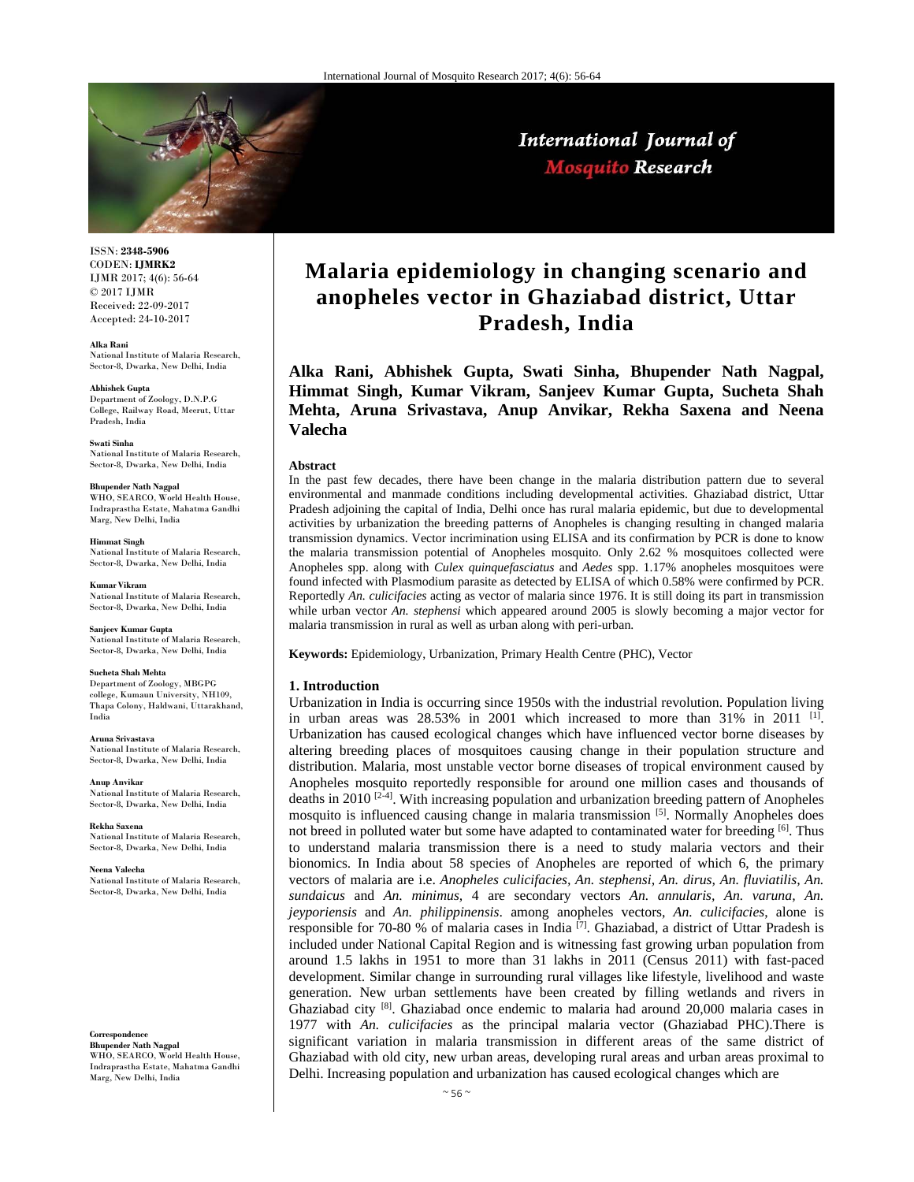# Malaria epidemiology in changing scenario and anopheles vector in Ghaziabad district, Uttar Pradesh, India

**Alka Rani, Abhishek Gupta, Swati Sinha, Bhupender Nath Nagpal, Himmat Singh, Kumar Vikram, Sanjeev Kumar Gupta, Sucheta Shah Mehta, Aruna Srivastava, Anup Anvikar, Rekha Saxena and Neena Valecha**

ISSN: **2348-5906**
CODEN: **IJMRK2**
IJMR 2017; 4(6): 56-64
© 2017 IJMR
Received: 22-09-2017
Accepted: 24-10-2017

**Alka Rani**
National Institute of Malaria Research, Sector-8, Dwarka, New Delhi, India

**Abhishek Gupta**
Department of Zoology, D.N.P.G College, Railway Road, Meerut, Uttar Pradesh, India

**Swati Sinha**
National Institute of Malaria Research, Sector-8, Dwarka, New Delhi, India

**Bhupender Nath Nagpal**
WHO, SEARCO, World Health House, Indraprastha Estate, Mahatma Gandhi Marg, New Delhi, India

**Himmat Singh**
National Institute of Malaria Research, Sector-8, Dwarka, New Delhi, India

**Kumar Vikram**
National Institute of Malaria Research, Sector-8, Dwarka, New Delhi, India

**Sanjeev Kumar Gupta**
National Institute of Malaria Research, Sector-8, Dwarka, New Delhi, India

**Sucheta Shah Mehta**
Department of Zoology, MBGPG college, Kumaun University, NH109, Thapa Colony, Haldwani, Uttarakhand, India

**Aruna Srivastava**
National Institute of Malaria Research, Sector-8, Dwarka, New Delhi, India

**Anup Anvikar**
National Institute of Malaria Research, Sector-8, Dwarka, New Delhi, India

**Rekha Saxena**
National Institute of Malaria Research, Sector-8, Dwarka, New Delhi, India

**Neena Valecha**
National Institute of Malaria Research, Sector-8, Dwarka, New Delhi, India

**Correspondence**
**Bhupender Nath Nagpal**
WHO, SEARCO, World Health House, Indraprastha Estate, Mahatma Gandhi Marg, New Delhi, India

### Abstract

In the past few decades, there have been change in the malaria distribution pattern due to several environmental and manmade conditions including developmental activities. Ghaziabad district, Uttar Pradesh adjoining the capital of India, Delhi once has rural malaria epidemic, but due to developmental activities by urbanization the breeding patterns of Anopheles is changing resulting in changed malaria transmission dynamics. Vector incrimination using ELISA and its confirmation by PCR is done to know the malaria transmission potential of Anopheles mosquito. Only 2.62 % mosquitoes collected were Anopheles spp. along with *Culex quinquefasciatus* and *Aedes* spp. 1.17% anopheles mosquitoes were found infected with Plasmodium parasite as detected by ELISA of which 0.58% were confirmed by PCR. Reportedly *An. culicifacies* acting as vector of malaria since 1976. It is still doing its part in transmission while urban vector *An. stephensi* which appeared around 2005 is slowly becoming a major vector for malaria transmission in rural as well as urban along with peri-urban.

**Keywords:** Epidemiology, Urbanization, Primary Health Centre (PHC), Vector

## 1. Introduction

Urbanization in India is occurring since 1950s with the industrial revolution. Population living in urban areas was 28.53% in 2001 which increased to more than 31% in 2011 [1]. Urbanization has caused ecological changes which have influenced vector borne diseases by altering breeding places of mosquitoes causing change in their population structure and distribution. Malaria, most unstable vector borne diseases of tropical environment caused by Anopheles mosquito reportedly responsible for around one million cases and thousands of deaths in 2010 [2-4]. With increasing population and urbanization breeding pattern of Anopheles mosquito is influenced causing change in malaria transmission [5]. Normally Anopheles does not breed in polluted water but some have adapted to contaminated water for breeding [6]. Thus to understand malaria transmission there is a need to study malaria vectors and their bionomics. In India about 58 species of Anopheles are reported of which 6, the primary vectors of malaria are i.e. *Anopheles culicifacies, An. stephensi, An. dirus, An. fluviatilis, An. sundaicus* and *An. minimus,* 4 are secondary vectors *An. annularis, An. varuna, An. jeyporiensis* and *An. philippinensis*. among anopheles vectors, *An. culicifacies*, alone is responsible for 70-80 % of malaria cases in India [7]. Ghaziabad, a district of Uttar Pradesh is included under National Capital Region and is witnessing fast growing urban population from around 1.5 lakhs in 1951 to more than 31 lakhs in 2011 (Census 2011) with fast-paced development. Similar change in surrounding rural villages like lifestyle, livelihood and waste generation. New urban settlements have been created by filling wetlands and rivers in Ghaziabad city [8]. Ghaziabad once endemic to malaria had around 20,000 malaria cases in 1977 with *An. culicifacies* as the principal malaria vector (Ghaziabad PHC).There is significant variation in malaria transmission in different areas of the same district of Ghaziabad with old city, new urban areas, developing rural areas and urban areas proximal to Delhi. Increasing population and urbanization has caused ecological changes which are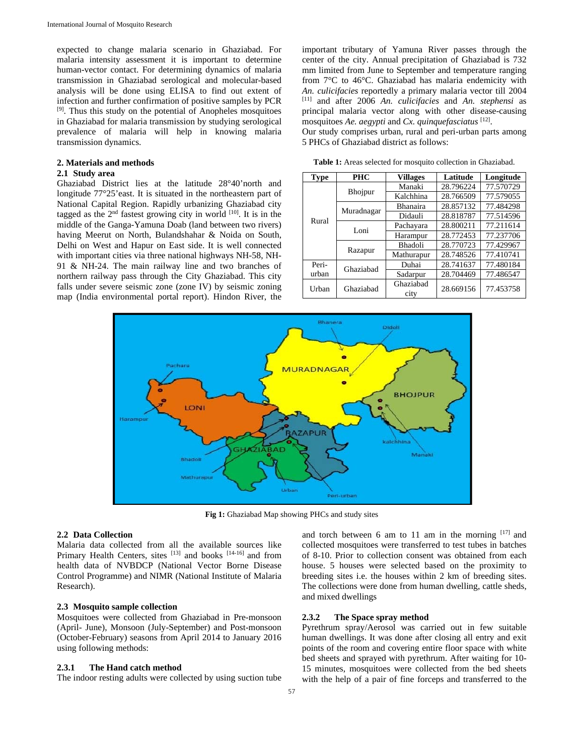expected to change malaria scenario in Ghaziabad. For malaria intensity assessment it is important to determine human-vector contact. For determining dynamics of malaria transmission in Ghaziabad serological and molecular-based analysis will be done using ELISA to find out extent of infection and further confirmation of positive samples by PCR [9]. Thus this study on the potential of Anopheles mosquitoes in Ghaziabad for malaria transmission by studying serological prevalence of malaria will help in knowing malaria transmission dynamics.

## 2. Materials and methods

### 2.1 Study area

Ghaziabad District lies at the latitude 28°40'north and longitude 77°25'east. It is situated in the northeastern part of National Capital Region. Rapidly urbanizing Ghaziabad city tagged as the 2nd fastest growing city in world [10]. It is in the middle of the Ganga-Yamuna Doab (land between two rivers) having Meerut on North, Bulandshahar & Noida on South, Delhi on West and Hapur on East side. It is well connected with important cities via three national highways NH-58, NH-91 & NH-24. The main railway line and two branches of northern railway pass through the City Ghaziabad. This city falls under severe seismic zone (zone IV) by seismic zoning map (India environmental portal report). Hindon River, the important tributary of Yamuna River passes through the center of the city. Annual precipitation of Ghaziabad is 732 mm limited from June to September and temperature ranging from 7°C to 46°C. Ghaziabad has malaria endemicity with *An. culicifacies* reportedly a primary malaria vector till 2004 [11] and after 2006 *An. culicifacies* and *An. stephensi* as principal malaria vector along with other disease-causing mosquitoes *Ae. aegypti* and *Cx. quinquefasciatus* [12].

Our study comprises urban, rural and peri-urban parts among 5 PHCs of Ghaziabad district as follows:

**Table 1:** Areas selected for mosquito collection in Ghaziabad.

| Type | PHC | Villages | Latitude | Longitude |
|---|---|---|---|---|
| Rural | Bhojpur | Manaki | 28.796224 | 77.570729 |
| | | Kalchhina | 28.766509 | 77.579055 |
| | Muradnagar | Bhanaira | 28.857132 | 77.484298 |
| | | Didauli | 28.818787 | 77.514596 |
| | Loni | Pachayara | 28.800211 | 77.211614 |
| | | Harampur | 28.772453 | 77.237706 |
| | Razapur | Bhadoli | 28.770723 | 77.429967 |
| | | Mathurapur | 28.748526 | 77.410741 |
| Peri-urban | Ghaziabad | Duhai | 28.741637 | 77.480184 |
| | | Sadarpur | 28.704469 | 77.486547 |
| Urban | Ghaziabad | Ghaziabad city | 28.669156 | 77.453758 |

Bhanera
Didoli
Pachara
MURADNAGAR
BHOJPUR
LONI
Harampur
RAZAPUR
GHAZIABAD
kalchhina
Manaki
Bhadoli
Mathurapur
Urban
Peri-urban

**Fig 1:** Ghaziabad Map showing PHCs and study sites

### 2.2 Data Collection

Malaria data collected from all the available sources like Primary Health Centers, sites [13] and books [14-16] and from health data of NVBDCP (National Vector Borne Disease Control Programme) and NIMR (National Institute of Malaria Research).

### 2.3 Mosquito sample collection

Mosquitoes were collected from Ghaziabad in Pre-monsoon (April- June), Monsoon (July-September) and Post-monsoon (October-February) seasons from April 2014 to January 2016 using following methods:

#### 2.3.1 The Hand catch method

The indoor resting adults were collected by using suction tube and torch between 6 am to 11 am in the morning [17] and collected mosquitoes were transferred to test tubes in batches of 8-10. Prior to collection consent was obtained from each house. 5 houses were selected based on the proximity to breeding sites i.e. the houses within 2 km of breeding sites. The collections were done from human dwelling, cattle sheds, and mixed dwellings

#### 2.3.2 The Space spray method

Pyrethrum spray/Aerosol was carried out in few suitable human dwellings. It was done after closing all entry and exit points of the room and covering entire floor space with white bed sheets and sprayed with pyrethrum. After waiting for 10-15 minutes, mosquitoes were collected from the bed sheets with the help of a pair of fine forceps and transferred to the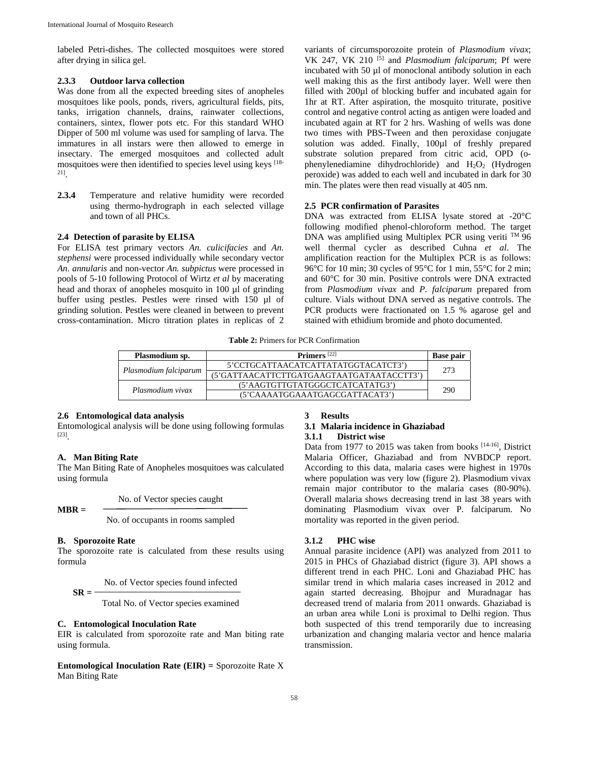labeled Petri-dishes. The collected mosquitoes were stored after drying in silica gel.

#### 2.3.3 Outdoor larva collection

Was done from all the expected breeding sites of anopheles mosquitoes like pools, ponds, rivers, agricultural fields, pits, tanks, irrigation channels, drains, rainwater collections, containers, sintex, flower pots etc. For this standard WHO Dipper of 500 ml volume was used for sampling of larva. The immatures in all instars were then allowed to emerge in insectary. The emerged mosquitoes and collected adult mosquitoes were then identified to species level using keys [18-21].

**2.3.4** Temperature and relative humidity were recorded using thermo-hydrograph in each selected village and town of all PHCs.

### 2.4 Detection of parasite by ELISA

For ELISA test primary vectors *An. culicifacies* and *An. stephensi* were processed individually while secondary vector *An. annularis* and non-vector *An. subpictus* were processed in pools of 5-10 following Protocol of Wirtz *et al* by macerating head and thorax of anopheles mosquito in 100 µl of grinding buffer using pestles. Pestles were rinsed with 150 µl of grinding solution. Pestles were cleaned in between to prevent cross-contamination. Micro titration plates in replicas of 2 variants of circumsporozoite protein of *Plasmodium vivax*; VK 247, VK 210 [5] and *Plasmodium falciparum*; Pf were incubated with 50 µl of monoclonal antibody solution in each well making this as the first antibody layer. Well were then filled with 200µl of blocking buffer and incubated again for 1hr at RT. After aspiration, the mosquito triturate, positive control and negative control acting as antigen were loaded and incubated again at RT for 2 hrs. Washing of wells was done two times with PBS-Tween and then peroxidase conjugate solution was added. Finally, 100µl of freshly prepared substrate solution prepared from citric acid, OPD (o-phenylenediamine dihydrochloride) and $H_2O_2$ (Hydrogen peroxide) was added to each well and incubated in dark for 30 min. The plates were then read visually at 405 nm.

### 2.5 PCR confirmation of Parasites

DNA was extracted from ELISA lysate stored at -20°C following modified phenol-chloroform method. The target DNA was amplified using Multiplex PCR using veriti TM 96 well thermal cycler as described Cuhna *et al*. The amplification reaction for the Multiplex PCR is as follows: 96°C for 10 min; 30 cycles of 95°C for 1 min, 55°C for 2 min; and 60°C for 30 min. Positive controls were DNA extracted from *Plasmodium vivax* and *P. falciparum* prepared from culture. Vials without DNA served as negative controls. The PCR products were fractionated on 1.5 % agarose gel and stained with ethidium bromide and photo documented.

**Table 2:** Primers for PCR Confirmation

| Plasmodium sp. | Primers [22] | Base pair |
|---|---|---|
| *Plasmodium falciparum* | 5'CCTGCATTAACATCATTATATGGTACATCT3') | 273 |
| | (5'GATTAACATTCTTGATGAAGTAATGATAATACCTT3') | |
| *Plasmodium vivax* | (5'AAGTGTTGTATGGGCTCATCATATG3') | 290 |
| | (5'CAAAATGGAAATGAGCGATTACAT3') | |

### 2.6 Entomological data analysis

Entomological analysis will be done using following formulas [23].

#### A. Man Biting Rate

The Man Biting Rate of Anopheles mosquitoes was calculated using formula

$$\textbf{MBR} = \frac{\text{No. of Vector species caught}}{\text{No. of occupants in rooms sampled}}$$

#### B. Sporozoite Rate

The sporozoite rate is calculated from these results using formula

$$\textbf{SR} = \frac{\text{No. of Vector species found infected}}{\text{Total No. of Vector species examined}}$$

#### C. Entomological Inoculation Rate

EIR is calculated from sporozoite rate and Man biting rate using formula.

**Entomological Inoculation Rate (EIR) =** Sporozoite Rate X Man Biting Rate

## 3 Results

### 3.1 Malaria incidence in Ghaziabad

#### 3.1.1 District wise

Data from 1977 to 2015 was taken from books [14-16], District Malaria Officer, Ghaziabad and from NVBDCP report. According to this data, malaria cases were highest in 1970s where population was very low (figure 2). Plasmodium vivax remain major contributor to the malaria cases (80-90%). Overall malaria shows decreasing trend in last 38 years with dominating Plasmodium vivax over P. falciparum. No mortality was reported in the given period.

#### 3.1.2 PHC wise

Annual parasite incidence (API) was analyzed from 2011 to 2015 in PHCs of Ghaziabad district (figure 3). API shows a different trend in each PHC. Loni and Ghaziabad PHC has similar trend in which malaria cases increased in 2012 and again started decreasing. Bhojpur and Muradnagar has decreased trend of malaria from 2011 onwards. Ghaziabad is an urban area while Loni is proximal to Delhi region. Thus both suspected of this trend temporarily due to increasing urbanization and changing malaria vector and hence malaria transmission.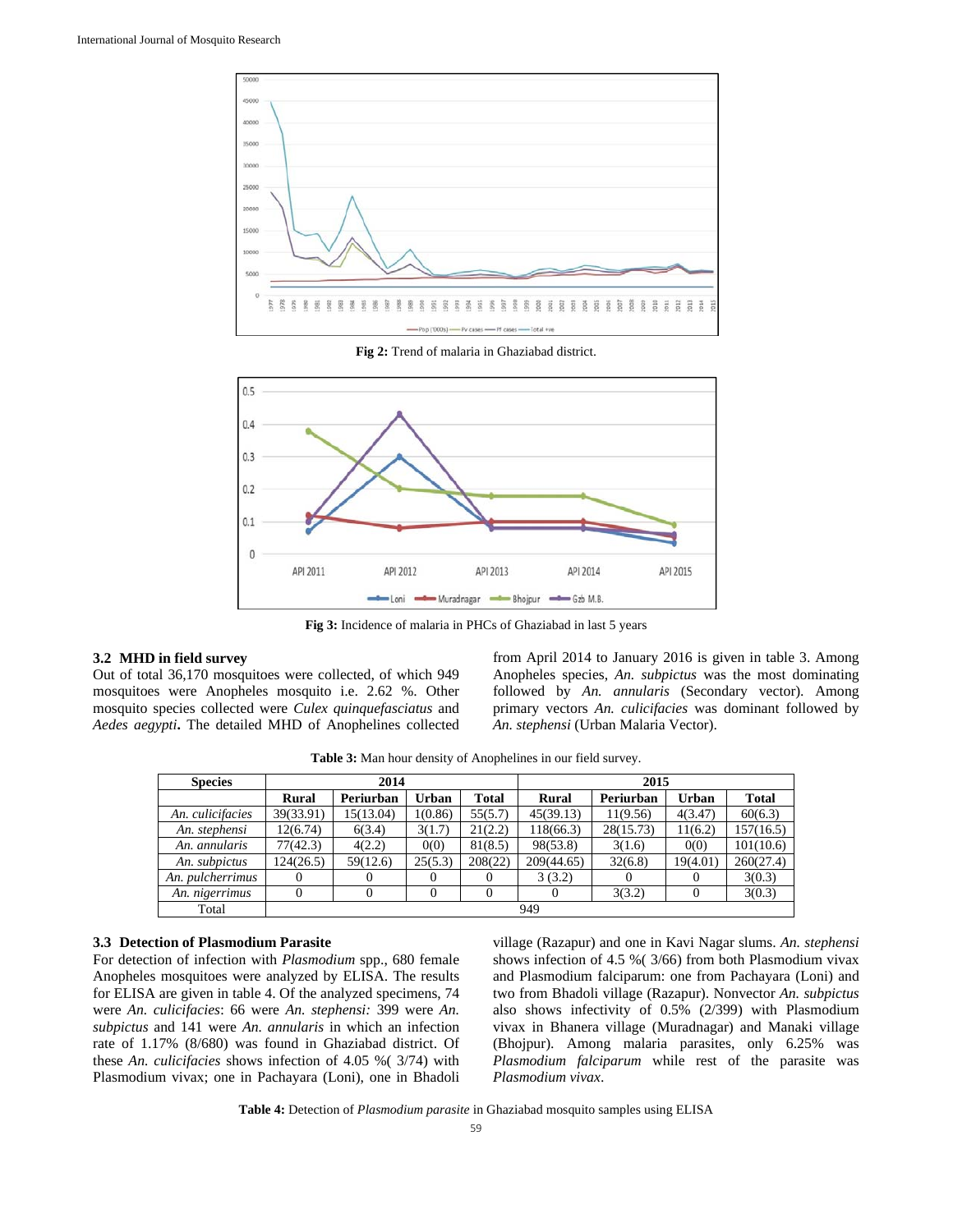50000
45000
40000
35000
30000
25000
20000
15000
10000
5000
0

1977 1978 1979 1980 1981 1982 1983 1984 1985 1986 1987 1988 1989 1990 1991 1992 1993 1994 1995 1996 1997 1998 1999 2000 2001 2002 2003 2004 2005 2006 2007 2008 2009 2010 2011 2012 2013 2014 2015

Pop ('000s) — Pv cases — Pf cases — Total +ve

**Fig 2:** Trend of malaria in Ghaziabad district.

0.5
0.4
0.3
0.2
0.1
0

API 2011 API 2012 API 2013 API 2014 API 2015

Loni Muradnagar Bhojpur Gzb M.B.

**Fig 3:** Incidence of malaria in PHCs of Ghaziabad in last 5 years

### 3.2 MHD in field survey

Out of total 36,170 mosquitoes were collected, of which 949 mosquitoes were Anopheles mosquito i.e. 2.62 %. Other mosquito species collected were *Culex quinquefasciatus* and *Aedes aegypti***.** The detailed MHD of Anophelines collected from April 2014 to January 2016 is given in table 3. Among Anopheles species, *An. subpictus* was the most dominating followed by *An. annularis* (Secondary vector). Among primary vectors *An. culicifacies* was dominant followed by *An. stephensi* (Urban Malaria Vector).

**Table 3:** Man hour density of Anophelines in our field survey.

| Species | 2014 | | | | 2015 | | | |
|---|---|---|---|---|---|---|---|---|
| | Rural | Periurban | Urban | Total | Rural | Periurban | Urban | Total |
| *An. culicifacies* | 39(33.91) | 15(13.04) | 1(0.86) | 55(5.7) | 45(39.13) | 11(9.56) | 4(3.47) | 60(6.3) |
| *An. stephensi* | 12(6.74) | 6(3.4) | 3(1.7) | 21(2.2) | 118(66.3) | 28(15.73) | 11(6.2) | 157(16.5) |
| *An. annularis* | 77(42.3) | 4(2.2) | 0(0) | 81(8.5) | 98(53.8) | 3(1.6) | 0(0) | 101(10.6) |
| *An. subpictus* | 124(26.5) | 59(12.6) | 25(5.3) | 208(22) | 209(44.65) | 32(6.8) | 19(4.01) | 260(27.4) |
| *An. pulcherrimus* | 0 | 0 | 0 | 0 | 3 (3.2) | 0 | 0 | 3(0.3) |
| *An. nigerrimus* | 0 | 0 | 0 | 0 | 0 | 3(3.2) | 0 | 3(0.3) |
| Total | 949 | | | | | | | |

### 3.3 Detection of Plasmodium Parasite

For detection of infection with *Plasmodium* spp., 680 female Anopheles mosquitoes were analyzed by ELISA. The results for ELISA are given in table 4. Of the analyzed specimens, 74 were *An. culicifacies*: 66 were *An. stephensi:* 399 were *An. subpictus* and 141 were *An. annularis* in which an infection rate of 1.17% (8/680) was found in Ghaziabad district. Of these *An. culicifacies* shows infection of 4.05 %( 3/74) with Plasmodium vivax; one in Pachayara (Loni), one in Bhadoli village (Razapur) and one in Kavi Nagar slums. *An. stephensi* shows infection of 4.5 %( 3/66) from both Plasmodium vivax and Plasmodium falciparum: one from Pachayara (Loni) and two from Bhadoli village (Razapur). Nonvector *An. subpictus* also shows infectivity of 0.5% (2/399) with Plasmodium vivax in Bhanera village (Muradnagar) and Manaki village (Bhojpur). Among malaria parasites, only 6.25% was *Plasmodium falciparum* while rest of the parasite was *Plasmodium vivax*.

**Table 4:** Detection of *Plasmodium parasite* in Ghaziabad mosquito samples using ELISA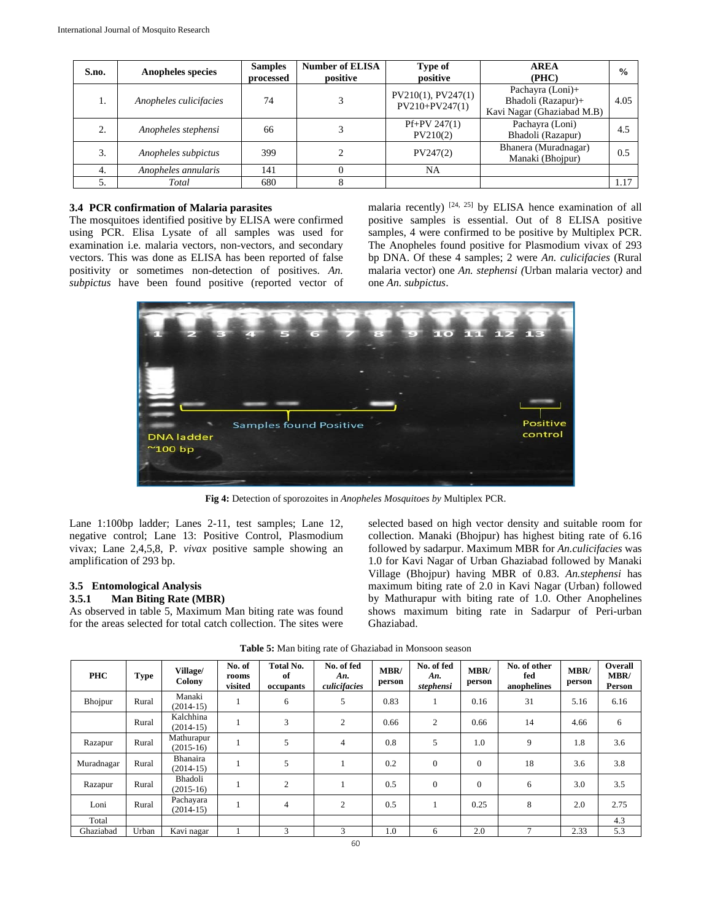| S.no. | Anopheles species | Samples processed | Number of ELISA positive | Type of positive | AREA (PHC) | % |
|---|---|---|---|---|---|---|
| 1. | *Anopheles culicifacies* | 74 | 3 | PV210(1), PV247(1) PV210+PV247(1) | Pachayra (Loni)+ Bhadoli (Razapur)+ Kavi Nagar (Ghaziabad M.B) | 4.05 |
| 2. | *Anopheles stephensi* | 66 | 3 | Pf+PV 247(1) PV210(2) | Pachayra (Loni) Bhadoli (Razapur) | 4.5 |
| 3. | *Anopheles subpictus* | 399 | 2 | PV247(2) | Bhanera (Muradnagar) Manaki (Bhojpur) | 0.5 |
| 4. | *Anopheles annularis* | 141 | 0 | NA | | |
| 5. | *Total* | 680 | 8 | | | 1.17 |

### 3.4 PCR confirmation of Malaria parasites

The mosquitoes identified positive by ELISA were confirmed using PCR. Elisa Lysate of all samples was used for examination i.e. malaria vectors, non-vectors, and secondary vectors. This was done as ELISA has been reported of false positivity or sometimes non-detection of positives. *An. subpictus* have been found positive (reported vector of malaria recently) [24, 25] by ELISA hence examination of all positive samples is essential. Out of 8 ELISA positive samples, 4 were confirmed to be positive by Multiplex PCR. The Anopheles found positive for Plasmodium vivax of 293 bp DNA. Of these 4 samples; 2 were *An. culicifacies* (Rural malaria vector) one *An. stephensi (*Urban malaria vector*)* and one *An. subpictus*.

1 2 3 4 5 6 7 8 9 10 11 12 13

Samples found Positive

Positive control

DNA ladder
~100 bp

**Fig 4:** Detection of sporozoites in *Anopheles Mosquitoes by* Multiplex PCR.

Lane 1:100bp ladder; Lanes 2-11, test samples; Lane 12, negative control; Lane 13: Positive Control, Plasmodium vivax; Lane 2,4,5,8, P. *vivax* positive sample showing an amplification of 293 bp.

### 3.5 Entomological Analysis

#### 3.5.1 Man Biting Rate (MBR)

As observed in table 5, Maximum Man biting rate was found for the areas selected for total catch collection. The sites were selected based on high vector density and suitable room for collection. Manaki (Bhojpur) has highest biting rate of 6.16 followed by sadarpur. Maximum MBR for *An.culicifacies* was 1.0 for Kavi Nagar of Urban Ghaziabad followed by Manaki Village (Bhojpur) having MBR of 0.83. *An.stephensi* has maximum biting rate of 2.0 in Kavi Nagar (Urban) followed by Mathurapur with biting rate of 1.0. Other Anophelines shows maximum biting rate in Sadarpur of Peri-urban Ghaziabad.

**Table 5:** Man biting rate of Ghaziabad in Monsoon season

| PHC | Type | Village/ Colony | No. of rooms visited | Total No. of occupants | No. of fed *An. culicifacies* | MBR/ person | No. of fed *An. stephensi* | MBR/ person | No. of other fed anophelines | MBR/ person | Overall MBR/ Person |
|---|---|---|---|---|---|---|---|---|---|---|---|
| Bhojpur | Rural | Manaki (2014-15) | 1 | 6 | 5 | 0.83 | 1 | 0.16 | 31 | 5.16 | 6.16 |
| | Rural | Kalchhina (2014-15) | 1 | 3 | 2 | 0.66 | 2 | 0.66 | 14 | 4.66 | 6 |
| Razapur | Rural | Mathurapur (2015-16) | 1 | 5 | 4 | 0.8 | 5 | 1.0 | 9 | 1.8 | 3.6 |
| Muradnagar | Rural | Bhanaira (2014-15) | 1 | 5 | 1 | 0.2 | 0 | 0 | 18 | 3.6 | 3.8 |
| Razapur | Rural | Bhadoli (2015-16) | 1 | 2 | 1 | 0.5 | 0 | 0 | 6 | 3.0 | 3.5 |
| Loni | Rural | Pachayara (2014-15) | 1 | 4 | 2 | 0.5 | 1 | 0.25 | 8 | 2.0 | 2.75 |
| Total | | | | | | | | | | | 4.3 |
| Ghaziabad | Urban | Kavi nagar | 1 | 3 | 3 | 1.0 | 6 | 2.0 | 7 | 2.33 | 5.3 |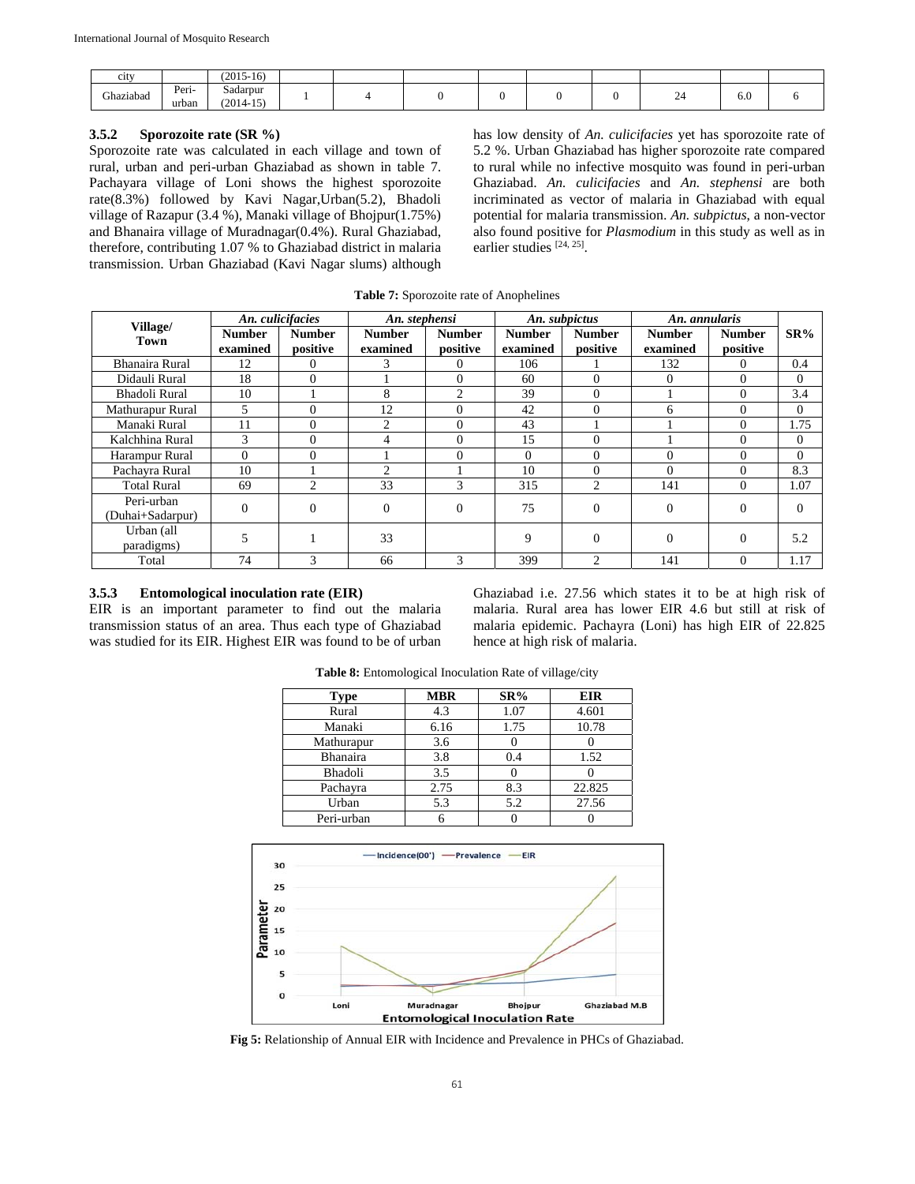| city | | (2015-16) | | | | | | | | | |
|---|---|---|---|---|---|---|---|---|---|---|---|
| Ghaziabad | Peri-urban | Sadarpur (2014-15) | 1 | 4 | 0 | 0 | 0 | 0 | 24 | 6.0 | 6 |

### 3.5.2 Sporozoite rate (SR %)

Sporozoite rate was calculated in each village and town of rural, urban and peri-urban Ghaziabad as shown in table 7. Pachayara village of Loni shows the highest sporozoite rate(8.3%) followed by Kavi Nagar,Urban(5.2), Bhadoli village of Razapur (3.4 %), Manaki village of Bhojpur(1.75%) and Bhanaira village of Muradnagar(0.4%). Rural Ghaziabad, therefore, contributing 1.07 % to Ghaziabad district in malaria transmission. Urban Ghaziabad (Kavi Nagar slums) although has low density of *An. culicifaces* yet has sporozoite rate of 5.2 %. Urban Ghaziabad has higher sporozoite rate compared to rural while no infective mosquito was found in peri-urban Ghaziabad. *An. culicifacies* and *An. stephensi* are both incriminated as vector of malaria in Ghaziabad with equal potential for malaria transmission. *An. subpictus*, a non-vector also found positive for *Plasmodium* in this study as well as in earlier studies [24, 25].

**Table 7:** Sporozoite rate of Anophelines

| Village/ Town | *An. culicifacies* | | *An. stephensi* | | *An. subpictus* | | *An. annularis* | | SR% |
|---|---|---|---|---|---|---|---|---|---|
| | Number examined | Number positive | Number examined | Number positive | Number examined | Number positive | Number examined | Number positive | |
| Bhanaira Rural | 12 | 0 | 3 | 0 | 106 | 1 | 132 | 0 | 0.4 |
| Didauli Rural | 18 | 0 | 1 | 0 | 60 | 0 | 0 | 0 | 0 |
| Bhadoli Rural | 10 | 1 | 8 | 2 | 39 | 0 | 1 | 0 | 3.4 |
| Mathurapur Rural | 5 | 0 | 12 | 0 | 42 | 0 | 6 | 0 | 0 |
| Manaki Rural | 11 | 0 | 2 | 0 | 43 | 1 | 1 | 0 | 1.75 |
| Kalchhina Rural | 3 | 0 | 4 | 0 | 15 | 0 | 1 | 0 | 0 |
| Harampur Rural | 0 | 0 | 1 | 0 | 0 | 0 | 0 | 0 | 0 |
| Pachayra Rural | 10 | 1 | 2 | 1 | 10 | 0 | 0 | 0 | 8.3 |
| Total Rural | 69 | 2 | 33 | 3 | 315 | 2 | 141 | 0 | 1.07 |
| Peri-urban (Duhai+Sadarpur) | 0 | 0 | 0 | 0 | 75 | 0 | 0 | 0 | 0 |
| Urban (all paradigms) | 5 | 1 | 33 | | 9 | 0 | 0 | 0 | 5.2 |
| Total | 74 | 3 | 66 | 3 | 399 | 2 | 141 | 0 | 1.17 |

### 3.5.3 Entomological inoculation rate (EIR)

EIR is an important parameter to find out the malaria transmission status of an area. Thus each type of Ghaziabad was studied for its EIR. Highest EIR was found to be of urban Ghaziabad i.e. 27.56 which states it to be at high risk of malaria. Rural area has lower EIR 4.6 but still at risk of malaria epidemic. Pachayra (Loni) has high EIR of 22.825 hence at high risk of malaria.

**Table 8:** Entomological Inoculation Rate of village/city

| Type | MBR | SR% | EIR |
|---|---|---|---|
| Rural | 4.3 | 1.07 | 4.601 |
| Manaki | 6.16 | 1.75 | 10.78 |
| Mathurapur | 3.6 | 0 | 0 |
| Bhanaira | 3.8 | 0.4 | 1.52 |
| Bhadoli | 3.5 | 0 | 0 |
| Pachayra | 2.75 | 8.3 | 22.825 |
| Urban | 5.3 | 5.2 | 27.56 |
| Peri-urban | 6 | 0 | 0 |

Incidence(00') Prevalence EIR

Parameter

30
25
20
15
10
5
0

Loni Muradnagar Bhojpur Ghaziabad M.B

Entomological Inoculation Rate

**Fig 5:** Relationship of Annual EIR with Incidence and Prevalence in PHCs of Ghaziabad.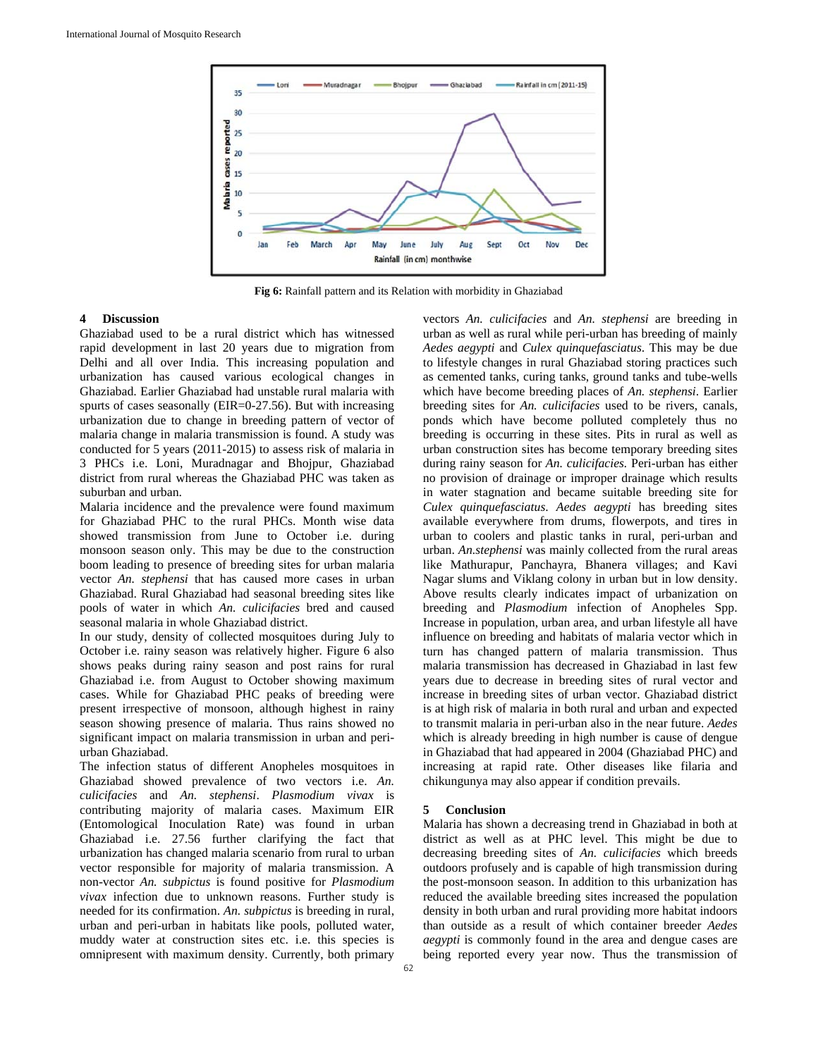Loni
Muradnagar
Bhojpur
Ghaziabad
Rainfall in cm (2011-15)

Malaria cases reported

35
30
25
20
15
10
5
0

Jan Feb March Apr May June July Aug Sept Oct Nov Dec

Rainfall (in cm) monthwise

**Fig 6:** Rainfall pattern and its Relation with morbidity in Ghaziabad

## 4 Discussion

Ghaziabad used to be a rural district which has witnessed rapid development in last 20 years due to migration from Delhi and all over India. This increasing population and urbanization has caused various ecological changes in Ghaziabad. Earlier Ghaziabad had unstable rural malaria with spurts of cases seasonally (EIR=0-27.56). But with increasing urbanization due to change in breeding pattern of vector of malaria change in malaria transmission is found. A study was conducted for 5 years (2011-2015) to assess risk of malaria in 3 PHCs i.e. Loni, Muradnagar and Bhojpur, Ghaziabad district from rural whereas the Ghaziabad PHC was taken as suburban and urban.

Malaria incidence and the prevalence were found maximum for Ghaziabad PHC to the rural PHCs. Month wise data showed transmission from June to October i.e. during monsoon season only. This may be due to the construction boom leading to presence of breeding sites for urban malaria vector *An. stephensi* that has caused more cases in urban Ghaziabad. Rural Ghaziabad had seasonal breeding sites like pools of water in which *An. culicifacies* bred and caused seasonal malaria in whole Ghaziabad district.

In our study, density of collected mosquitoes during July to October i.e. rainy season was relatively higher. Figure 6 also shows peaks during rainy season and post rains for rural Ghaziabad i.e. from August to October showing maximum cases. While for Ghaziabad PHC peaks of breeding were present irrespective of monsoon, although highest in rainy season showing presence of malaria. Thus rains showed no significant impact on malaria transmission in urban and peri-urban Ghaziabad.

The infection status of different Anopheles mosquitoes in Ghaziabad showed prevalence of two vectors i.e. *An. culicifacies* and *An. stephensi*. *Plasmodium vivax* is contributing majority of malaria cases. Maximum EIR (Entomological Inoculation Rate) was found in urban Ghaziabad i.e. 27.56 further clarifying the fact that urbanization has changed malaria scenario from rural to urban vector responsible for majority of malaria transmission. A non-vector *An. subpictus* is found positive for *Plasmodium vivax* infection due to unknown reasons. Further study is needed for its confirmation. *An. subpictus* is breeding in rural, urban and peri-urban in habitats like pools, polluted water, muddy water at construction sites etc. i.e. this species is omnipresent with maximum density. Currently, both primary vectors *An. culicifacies* and *An. stephensi* are breeding in urban as well as rural while peri-urban has breeding of mainly *Aedes aegypti* and *Culex quinquefasciatus*. This may be due to lifestyle changes in rural Ghaziabad storing practices such as cemented tanks, curing tanks, ground tanks and tube-wells which have become breeding places of *An. stephensi*. Earlier breeding sites for *An. culicifacies* used to be rivers, canals, ponds which have become polluted completely thus no breeding is occurring in these sites. Pits in rural as well as urban construction sites has become temporary breeding sites during rainy season for *An. culicifacies.* Peri-urban has either no provision of drainage or improper drainage which results in water stagnation and became suitable breeding site for *Culex quinquefasciatus. Aedes aegypti* has breeding sites available everywhere from drums, flowerpots, and tires in urban to coolers and plastic tanks in rural, peri-urban and urban. *An.stephensi* was mainly collected from the rural areas like Mathurapur, Panchayra, Bhanera villages; and Kavi Nagar slums and Viklang colony in urban but in low density. Above results clearly indicates impact of urbanization on breeding and *Plasmodium* infection of Anopheles Spp. Increase in population, urban area, and urban lifestyle all have influence on breeding and habitats of malaria vector which in turn has changed pattern of malaria transmission. Thus malaria transmission has decreased in Ghaziabad in last few years due to decrease in breeding sites of rural vector and increase in breeding sites of urban vector. Ghaziabad district is at high risk of malaria in both rural and urban and expected to transmit malaria in peri-urban also in the near future. *Aedes* which is already breeding in high number is cause of dengue in Ghaziabad that had appeared in 2004 (Ghaziabad PHC) and increasing at rapid rate. Other diseases like filaria and chikungunya may also appear if condition prevails.

## 5 Conclusion

Malaria has shown a decreasing trend in Ghaziabad in both at district as well as at PHC level. This might be due to decreasing breeding sites of *An. culicifacies* which breeds outdoors profusely and is capable of high transmission during the post-monsoon season. In addition to this urbanization has reduced the available breeding sites increased the population density in both urban and rural providing more habitat indoors than outside as a result of which container breeder *Aedes aegypti* is commonly found in the area and dengue cases are being reported every year now. Thus the transmission of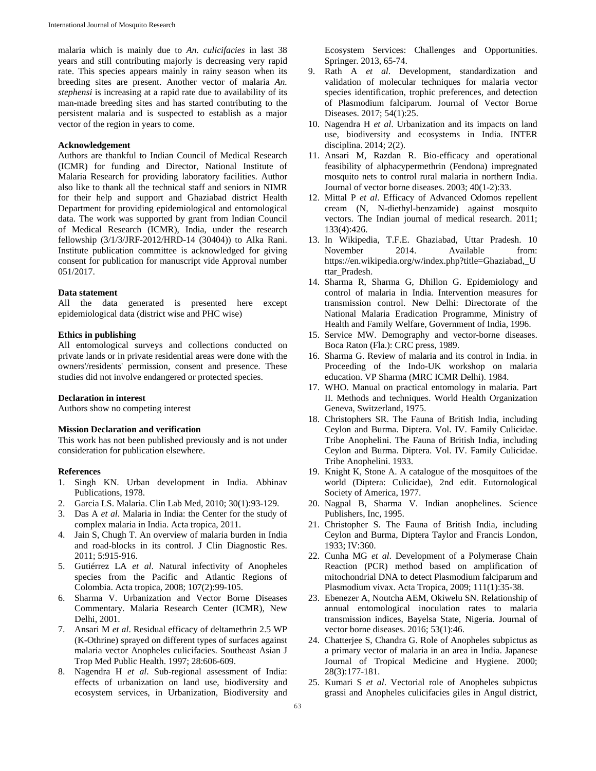malaria which is mainly due to *An. culicifacies* in last 38 years and still contributing majorly is decreasing very rapid rate. This species appears mainly in rainy season when its breeding sites are present. Another vector of malaria *An. stephensi* is increasing at a rapid rate due to availability of its man-made breeding sites and has started contributing to the persistent malaria and is suspected to establish as a major vector of the region in years to come.

**Acknowledgement**

Authors are thankful to Indian Council of Medical Research (ICMR) for funding and Director, National Institute of Malaria Research for providing laboratory facilities. Author also like to thank all the technical staff and seniors in NIMR for their help and support and Ghaziabad district Health Department for providing epidemiological and entomological data. The work was supported by grant from Indian Council of Medical Research (ICMR), India, under the research fellowship (3/1/3/JRF-2012/HRD-14 (30404)) to Alka Rani. Institute publication committee is acknowledged for giving consent for publication for manuscript vide Approval number 051/2017.

**Data statement**

All the data generated is presented here except epidemiological data (district wise and PHC wise)

**Ethics in publishing**

All entomological surveys and collections conducted on private lands or in private residential areas were done with the owners'/residents' permission, consent and presence. These studies did not involve endangered or protected species.

**Declaration in interest**

Authors show no competing interest

**Mission Declaration and verification**

This work has not been published previously and is not under consideration for publication elsewhere.

**References**

1. Singh KN. Urban development in India. Abhinav Publications, 1978.
2. Garcia LS. Malaria. Clin Lab Med, 2010; 30(1):93-129.
3. Das A *et al*. Malaria in India: the Center for the study of complex malaria in India. Acta tropica, 2011.
4. Jain S, Chugh T. An overview of malaria burden in India and road-blocks in its control. J Clin Diagnostic Res. 2011; 5:915-916.
5. Gutiérrez LA *et al*. Natural infectivity of Anopheles species from the Pacific and Atlantic Regions of Colombia. Acta tropica, 2008; 107(2):99-105.
6. Sharma V. Urbanization and Vector Borne Diseases Commentary. Malaria Research Center (ICMR), New Delhi, 2001.
7. Ansari M *et al*. Residual efficacy of deltamethrin 2.5 WP (K-Othrine) sprayed on different types of surfaces against malaria vector Anopheles culicifacies. Southeast Asian J Trop Med Public Health. 1997; 28:606-609.
8. Nagendra H *et al*. Sub-regional assessment of India: effects of urbanization on land use, biodiversity and ecosystem services, in Urbanization, Biodiversity and Ecosystem Services: Challenges and Opportunities. Springer. 2013, 65-74.
9. Rath A *et al*. Development, standardization and validation of molecular techniques for malaria vector species identification, trophic preferences, and detection of Plasmodium falciparum. Journal of Vector Borne Diseases. 2017; 54(1):25.
10. Nagendra H *et al*. Urbanization and its impacts on land use, biodiversity and ecosystems in India. INTER disciplina. 2014; 2(2).
11. Ansari M, Razdan R. Bio-efficacy and operational feasibility of alphacypermethrin (Fendona) impregnated mosquito nets to control rural malaria in northern India. Journal of vector borne diseases. 2003; 40(1-2):33.
12. Mittal P *et al*. Efficacy of Advanced Odomos repellent cream (N, N-diethyl-benzamide) against mosquito vectors. The Indian journal of medical research. 2011; 133(4):426.
13. In Wikipedia, T.F.E. Ghaziabad, Uttar Pradesh. 10 November 2014. Available from: https://en.wikipedia.org/w/index.php?title=Ghaziabad,_Uttar_Pradesh.
14. Sharma R, Sharma G, Dhillon G. Epidemiology and control of malaria in India. Intervention measures for transmission control. New Delhi: Directorate of the National Malaria Eradication Programme, Ministry of Health and Family Welfare, Government of India, 1996.
15. Service MW. Demography and vector-borne diseases. Boca Raton (Fla.): CRC press, 1989.
16. Sharma G. Review of malaria and its control in India. in Proceeding of the Indo-UK workshop on malaria education. VP Sharma (MRC ICMR Delhi). 1984.
17. WHO. Manual on practical entomology in malaria. Part II. Methods and techniques. World Health Organization Geneva, Switzerland, 1975.
18. Christophers SR. The Fauna of British India, including Ceylon and Burma. Diptera. Vol. IV. Family Culicidae. Tribe Anophelini. The Fauna of British India, including Ceylon and Burma. Diptera. Vol. IV. Family Culicidae. Tribe Anophelini. 1933.
19. Knight K, Stone A. A catalogue of the mosquitoes of the world (Diptera: Culicidae), 2nd edit. Eutornological Society of America, 1977.
20. Nagpal B, Sharma V. Indian anophelines. Science Publishers, Inc, 1995.
21. Christopher S. The Fauna of British India, including Ceylon and Burma, Diptera Taylor and Francis London, 1933; IV:360.
22. Cunha MG *et al*. Development of a Polymerase Chain Reaction (PCR) method based on amplification of mitochondrial DNA to detect Plasmodium falciparum and Plasmodium vivax. Acta Tropica, 2009; 111(1):35-38.
23. Ebenezer A, Noutcha AEM, Okiwelu SN. Relationship of annual entomological inoculation rates to malaria transmission indices, Bayelsa State, Nigeria. Journal of vector borne diseases. 2016; 53(1):46.
24. Chatterjee S, Chandra G. Role of Anopheles subpictus as a primary vector of malaria in an area in India. Japanese Journal of Tropical Medicine and Hygiene. 2000; 28(3):177-181.
25. Kumari S *et al*. Vectorial role of Anopheles subpictus grassi and Anopheles culicifacies giles in Angul district,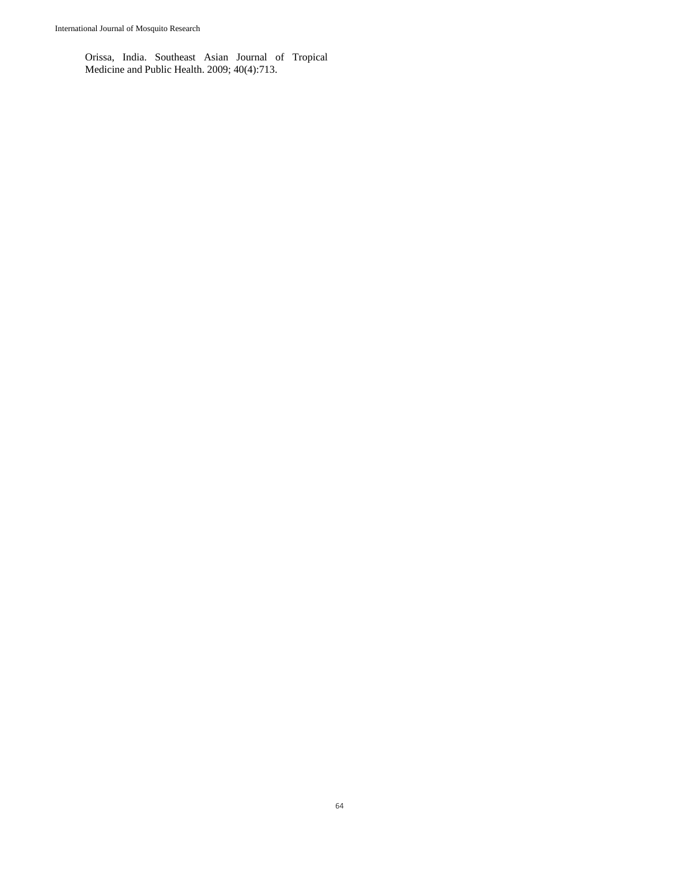Orissa, India. Southeast Asian Journal of Tropical Medicine and Public Health. 2009; 40(4):713.